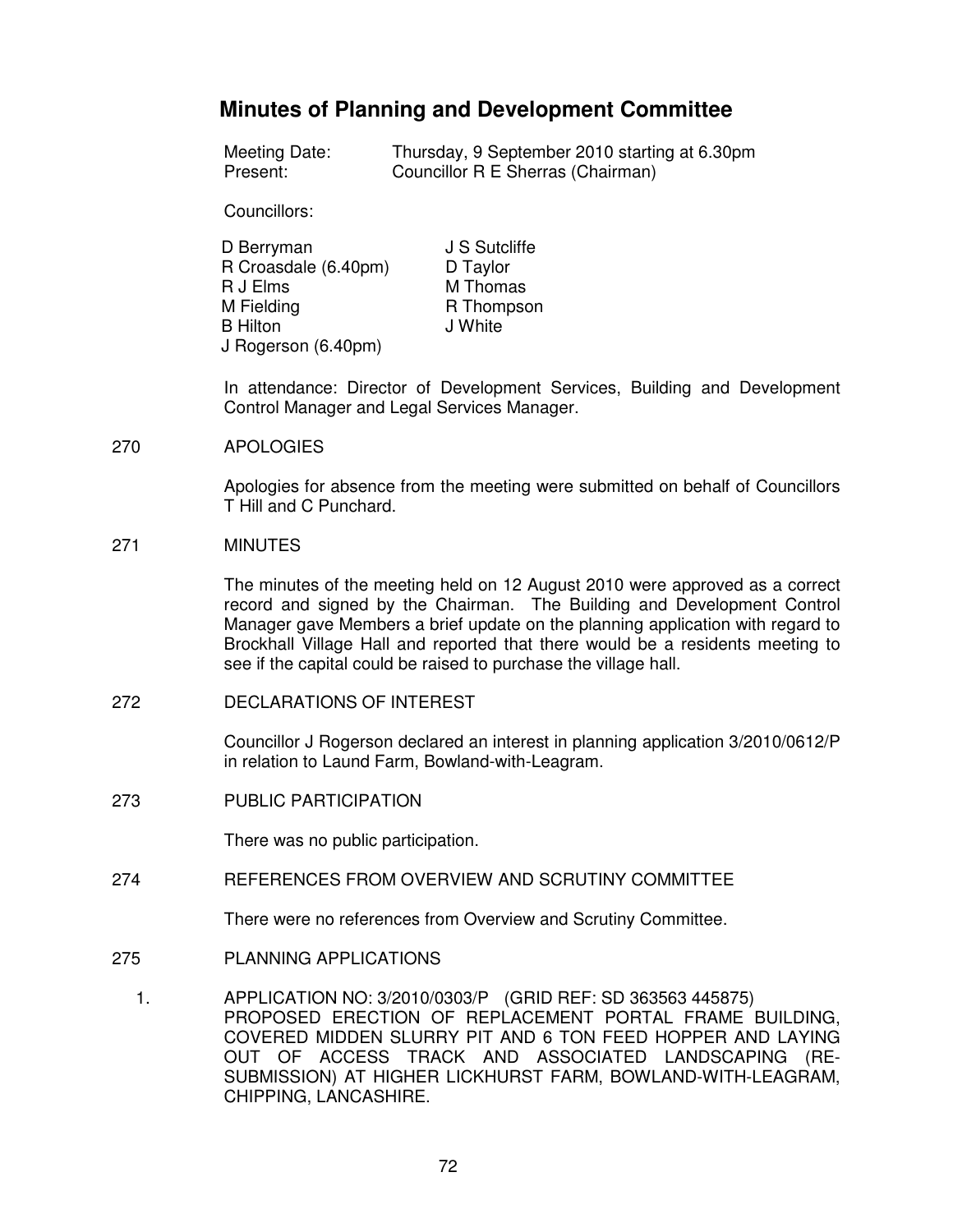# Minutes of Planning and Development Committee

Meeting Date: Thursday, 9 September 2010 starting at 6.30pm
Present: Councillor R E Sherras (Chairman)

Councillors:

D Berryman
R Croasdale (6.40pm)
R J Elms
M Fielding
B Hilton
J Rogerson (6.40pm)
J S Sutcliffe
D Taylor
M Thomas
R Thompson
J White

In attendance: Director of Development Services, Building and Development Control Manager and Legal Services Manager.

270 APOLOGIES

Apologies for absence from the meeting were submitted on behalf of Councillors T Hill and C Punchard.

271 MINUTES

The minutes of the meeting held on 12 August 2010 were approved as a correct record and signed by the Chairman. The Building and Development Control Manager gave Members a brief update on the planning application with regard to Brockhall Village Hall and reported that there would be a residents meeting to see if the capital could be raised to purchase the village hall.

272 DECLARATIONS OF INTEREST

Councillor J Rogerson declared an interest in planning application 3/2010/0612/P in relation to Laund Farm, Bowland-with-Leagram.

273 PUBLIC PARTICIPATION

There was no public participation.

274 REFERENCES FROM OVERVIEW AND SCRUTINY COMMITTEE

There were no references from Overview and Scrutiny Committee.

275 PLANNING APPLICATIONS

1. APPLICATION NO: 3/2010/0303/P (GRID REF: SD 363563 445875)
PROPOSED ERECTION OF REPLACEMENT PORTAL FRAME BUILDING, COVERED MIDDEN SLURRY PIT AND 6 TON FEED HOPPER AND LAYING OUT OF ACCESS TRACK AND ASSOCIATED LANDSCAPING (RE-SUBMISSION) AT HIGHER LICKHURST FARM, BOWLAND-WITH-LEAGRAM, CHIPPING, LANCASHIRE.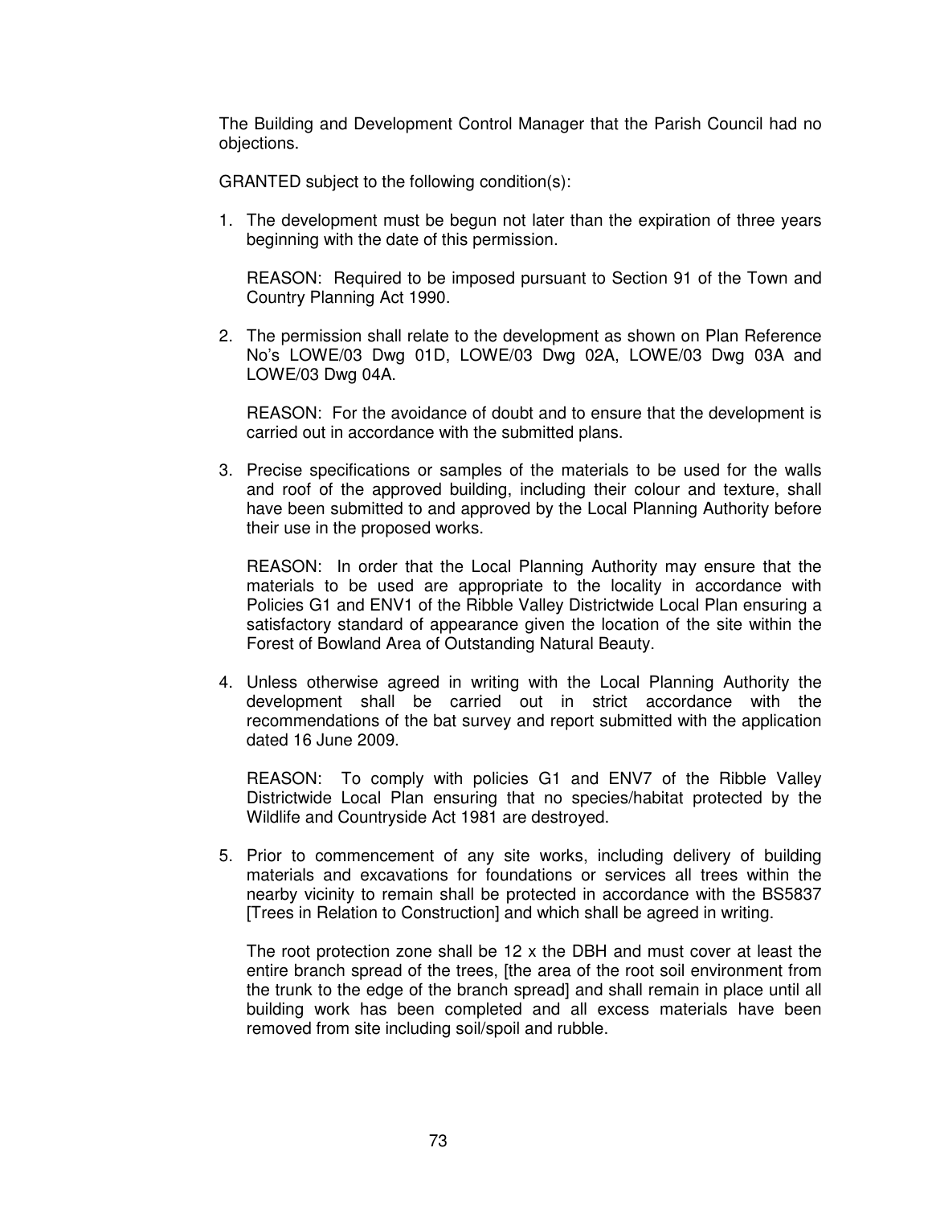The Building and Development Control Manager that the Parish Council had no objections.

GRANTED subject to the following condition(s):

1. The development must be begun not later than the expiration of three years beginning with the date of this permission.

   REASON: Required to be imposed pursuant to Section 91 of the Town and Country Planning Act 1990.

2. The permission shall relate to the development as shown on Plan Reference No's LOWE/03 Dwg 01D, LOWE/03 Dwg 02A, LOWE/03 Dwg 03A and LOWE/03 Dwg 04A.

   REASON: For the avoidance of doubt and to ensure that the development is carried out in accordance with the submitted plans.

3. Precise specifications or samples of the materials to be used for the walls and roof of the approved building, including their colour and texture, shall have been submitted to and approved by the Local Planning Authority before their use in the proposed works.

   REASON: In order that the Local Planning Authority may ensure that the materials to be used are appropriate to the locality in accordance with Policies G1 and ENV1 of the Ribble Valley Districtwide Local Plan ensuring a satisfactory standard of appearance given the location of the site within the Forest of Bowland Area of Outstanding Natural Beauty.

4. Unless otherwise agreed in writing with the Local Planning Authority the development shall be carried out in strict accordance with the recommendations of the bat survey and report submitted with the application dated 16 June 2009.

   REASON: To comply with policies G1 and ENV7 of the Ribble Valley Districtwide Local Plan ensuring that no species/habitat protected by the Wildlife and Countryside Act 1981 are destroyed.

5. Prior to commencement of any site works, including delivery of building materials and excavations for foundations or services all trees within the nearby vicinity to remain shall be protected in accordance with the BS5837 [Trees in Relation to Construction] and which shall be agreed in writing.

   The root protection zone shall be 12 x the DBH and must cover at least the entire branch spread of the trees, [the area of the root soil environment from the trunk to the edge of the branch spread] and shall remain in place until all building work has been completed and all excess materials have been removed from site including soil/spoil and rubble.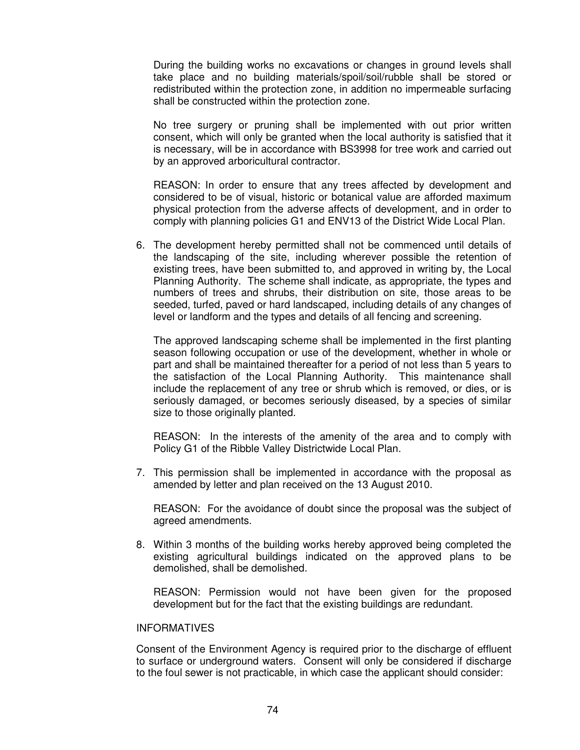During the building works no excavations or changes in ground levels shall take place and no building materials/spoil/soil/rubble shall be stored or redistributed within the protection zone, in addition no impermeable surfacing shall be constructed within the protection zone.

No tree surgery or pruning shall be implemented with out prior written consent, which will only be granted when the local authority is satisfied that it is necessary, will be in accordance with BS3998 for tree work and carried out by an approved arboricultural contractor.

REASON: In order to ensure that any trees affected by development and considered to be of visual, historic or botanical value are afforded maximum physical protection from the adverse affects of development, and in order to comply with planning policies G1 and ENV13 of the District Wide Local Plan.

6. The development hereby permitted shall not be commenced until details of the landscaping of the site, including wherever possible the retention of existing trees, have been submitted to, and approved in writing by, the Local Planning Authority. The scheme shall indicate, as appropriate, the types and numbers of trees and shrubs, their distribution on site, those areas to be seeded, turfed, paved or hard landscaped, including details of any changes of level or landform and the types and details of all fencing and screening.

   The approved landscaping scheme shall be implemented in the first planting season following occupation or use of the development, whether in whole or part and shall be maintained thereafter for a period of not less than 5 years to the satisfaction of the Local Planning Authority. This maintenance shall include the replacement of any tree or shrub which is removed, or dies, or is seriously damaged, or becomes seriously diseased, by a species of similar size to those originally planted.

   REASON: In the interests of the amenity of the area and to comply with Policy G1 of the Ribble Valley Districtwide Local Plan.

7. This permission shall be implemented in accordance with the proposal as amended by letter and plan received on the 13 August 2010.

   REASON: For the avoidance of doubt since the proposal was the subject of agreed amendments.

8. Within 3 months of the building works hereby approved being completed the existing agricultural buildings indicated on the approved plans to be demolished, shall be demolished.

   REASON: Permission would not have been given for the proposed development but for the fact that the existing buildings are redundant.

INFORMATIVES

Consent of the Environment Agency is required prior to the discharge of effluent to surface or underground waters. Consent will only be considered if discharge to the foul sewer is not practicable, in which case the applicant should consider: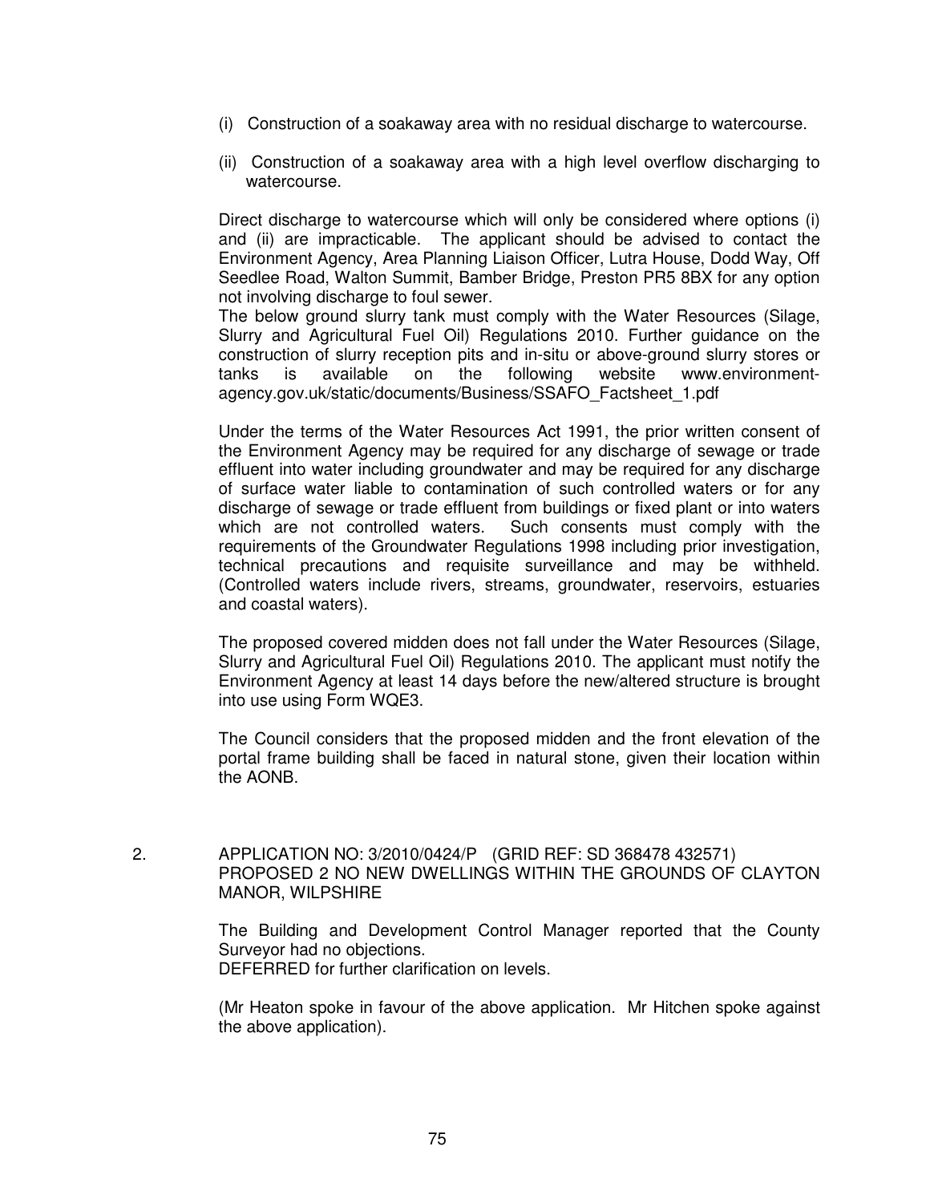(i) Construction of a soakaway area with no residual discharge to watercourse.

(ii) Construction of a soakaway area with a high level overflow discharging to watercourse.

Direct discharge to watercourse which will only be considered where options (i) and (ii) are impracticable. The applicant should be advised to contact the Environment Agency, Area Planning Liaison Officer, Lutra House, Dodd Way, Off Seedlee Road, Walton Summit, Bamber Bridge, Preston PR5 8BX for any option not involving discharge to foul sewer.
The below ground slurry tank must comply with the Water Resources (Silage, Slurry and Agricultural Fuel Oil) Regulations 2010. Further guidance on the construction of slurry reception pits and in-situ or above-ground slurry stores or tanks is available on the following website www.environment-agency.gov.uk/static/documents/Business/SSAFO_Factsheet_1.pdf

Under the terms of the Water Resources Act 1991, the prior written consent of the Environment Agency may be required for any discharge of sewage or trade effluent into water including groundwater and may be required for any discharge of surface water liable to contamination of such controlled waters or for any discharge of sewage or trade effluent from buildings or fixed plant or into waters which are not controlled waters. Such consents must comply with the requirements of the Groundwater Regulations 1998 including prior investigation, technical precautions and requisite surveillance and may be withheld. (Controlled waters include rivers, streams, groundwater, reservoirs, estuaries and coastal waters).

The proposed covered midden does not fall under the Water Resources (Silage, Slurry and Agricultural Fuel Oil) Regulations 2010. The applicant must notify the Environment Agency at least 14 days before the new/altered structure is brought into use using Form WQE3.

The Council considers that the proposed midden and the front elevation of the portal frame building shall be faced in natural stone, given their location within the AONB.

2. APPLICATION NO: 3/2010/0424/P (GRID REF: SD 368478 432571)
PROPOSED 2 NO NEW DWELLINGS WITHIN THE GROUNDS OF CLAYTON MANOR, WILPSHIRE

The Building and Development Control Manager reported that the County Surveyor had no objections.
DEFERRED for further clarification on levels.

(Mr Heaton spoke in favour of the above application. Mr Hitchen spoke against the above application).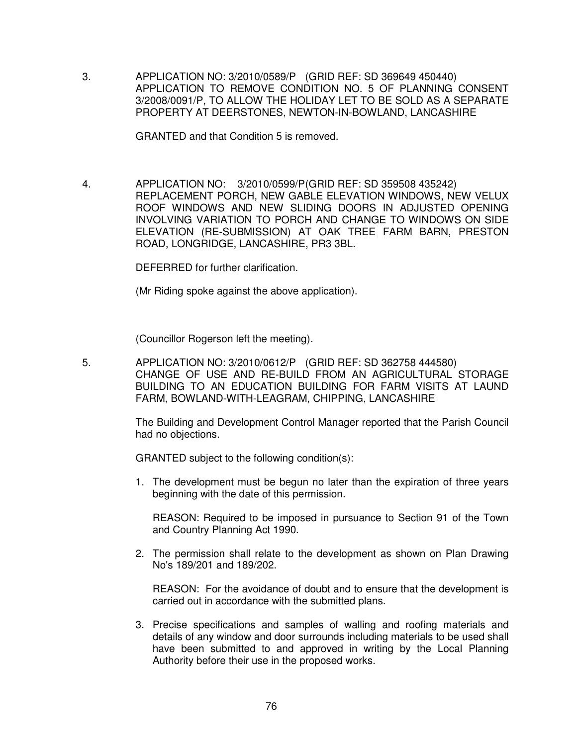3. APPLICATION NO: 3/2010/0589/P (GRID REF: SD 369649 450440) APPLICATION TO REMOVE CONDITION NO. 5 OF PLANNING CONSENT 3/2008/0091/P, TO ALLOW THE HOLIDAY LET TO BE SOLD AS A SEPARATE PROPERTY AT DEERSTONES, NEWTON-IN-BOWLAND, LANCASHIRE

   GRANTED and that Condition 5 is removed.

4. APPLICATION NO: 3/2010/0599/P(GRID REF: SD 359508 435242) REPLACEMENT PORCH, NEW GABLE ELEVATION WINDOWS, NEW VELUX ROOF WINDOWS AND NEW SLIDING DOORS IN ADJUSTED OPENING INVOLVING VARIATION TO PORCH AND CHANGE TO WINDOWS ON SIDE ELEVATION (RE-SUBMISSION) AT OAK TREE FARM BARN, PRESTON ROAD, LONGRIDGE, LANCASHIRE, PR3 3BL.

   DEFERRED for further clarification.

   (Mr Riding spoke against the above application).

   (Councillor Rogerson left the meeting).

5. APPLICATION NO: 3/2010/0612/P (GRID REF: SD 362758 444580) CHANGE OF USE AND RE-BUILD FROM AN AGRICULTURAL STORAGE BUILDING TO AN EDUCATION BUILDING FOR FARM VISITS AT LAUND FARM, BOWLAND-WITH-LEAGRAM, CHIPPING, LANCASHIRE

   The Building and Development Control Manager reported that the Parish Council had no objections.

   GRANTED subject to the following condition(s):

   1. The development must be begun no later than the expiration of three years beginning with the date of this permission.

      REASON: Required to be imposed in pursuance to Section 91 of the Town and Country Planning Act 1990.

   2. The permission shall relate to the development as shown on Plan Drawing No's 189/201 and 189/202.

      REASON: For the avoidance of doubt and to ensure that the development is carried out in accordance with the submitted plans.

   3. Precise specifications and samples of walling and roofing materials and details of any window and door surrounds including materials to be used shall have been submitted to and approved in writing by the Local Planning Authority before their use in the proposed works.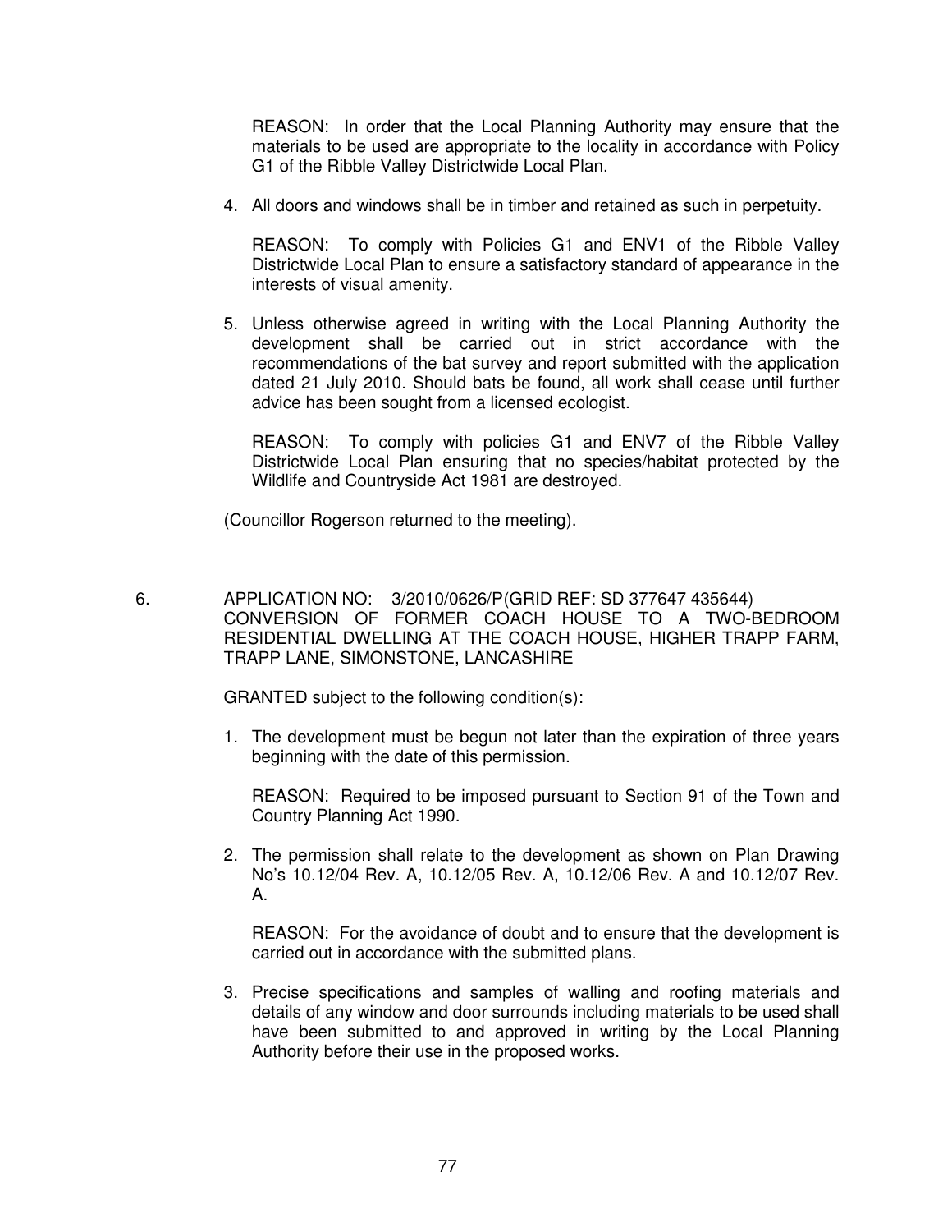REASON: In order that the Local Planning Authority may ensure that the materials to be used are appropriate to the locality in accordance with Policy G1 of the Ribble Valley Districtwide Local Plan.

4. All doors and windows shall be in timber and retained as such in perpetuity.

   REASON: To comply with Policies G1 and ENV1 of the Ribble Valley Districtwide Local Plan to ensure a satisfactory standard of appearance in the interests of visual amenity.

5. Unless otherwise agreed in writing with the Local Planning Authority the development shall be carried out in strict accordance with the recommendations of the bat survey and report submitted with the application dated 21 July 2010. Should bats be found, all work shall cease until further advice has been sought from a licensed ecologist.

   REASON: To comply with policies G1 and ENV7 of the Ribble Valley Districtwide Local Plan ensuring that no species/habitat protected by the Wildlife and Countryside Act 1981 are destroyed.

(Councillor Rogerson returned to the meeting).

6. APPLICATION NO: 3/2010/0626/P(GRID REF: SD 377647 435644) CONVERSION OF FORMER COACH HOUSE TO A TWO-BEDROOM RESIDENTIAL DWELLING AT THE COACH HOUSE, HIGHER TRAPP FARM, TRAPP LANE, SIMONSTONE, LANCASHIRE

GRANTED subject to the following condition(s):

1. The development must be begun not later than the expiration of three years beginning with the date of this permission.

   REASON: Required to be imposed pursuant to Section 91 of the Town and Country Planning Act 1990.

2. The permission shall relate to the development as shown on Plan Drawing No's 10.12/04 Rev. A, 10.12/05 Rev. A, 10.12/06 Rev. A and 10.12/07 Rev. A.

   REASON: For the avoidance of doubt and to ensure that the development is carried out in accordance with the submitted plans.

3. Precise specifications and samples of walling and roofing materials and details of any window and door surrounds including materials to be used shall have been submitted to and approved in writing by the Local Planning Authority before their use in the proposed works.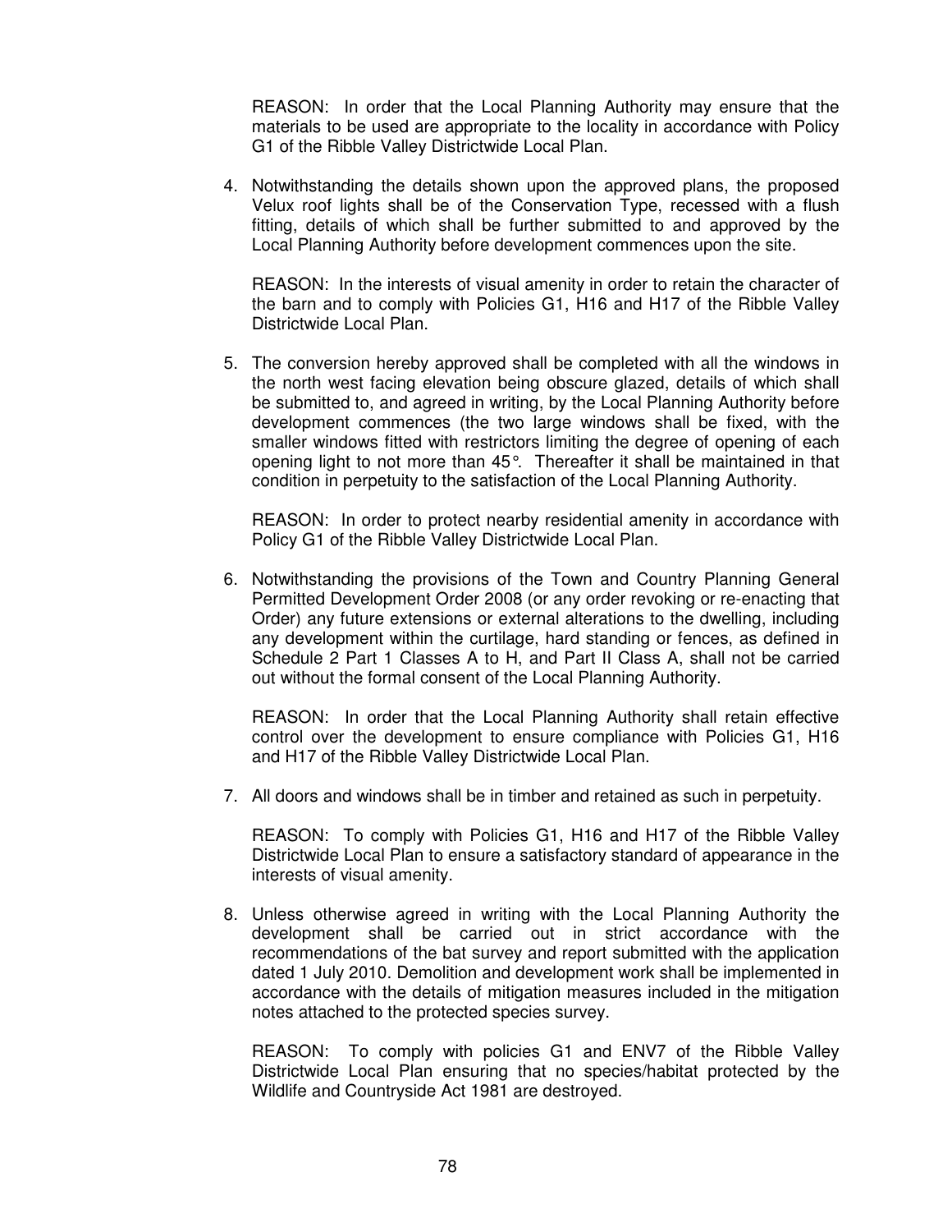REASON: In order that the Local Planning Authority may ensure that the materials to be used are appropriate to the locality in accordance with Policy G1 of the Ribble Valley Districtwide Local Plan.

4. Notwithstanding the details shown upon the approved plans, the proposed Velux roof lights shall be of the Conservation Type, recessed with a flush fitting, details of which shall be further submitted to and approved by the Local Planning Authority before development commences upon the site.

   REASON: In the interests of visual amenity in order to retain the character of the barn and to comply with Policies G1, H16 and H17 of the Ribble Valley Districtwide Local Plan.

5. The conversion hereby approved shall be completed with all the windows in the north west facing elevation being obscure glazed, details of which shall be submitted to, and agreed in writing, by the Local Planning Authority before development commences (the two large windows shall be fixed, with the smaller windows fitted with restrictors limiting the degree of opening of each opening light to not more than 45°. Thereafter it shall be maintained in that condition in perpetuity to the satisfaction of the Local Planning Authority.

   REASON: In order to protect nearby residential amenity in accordance with Policy G1 of the Ribble Valley Districtwide Local Plan.

6. Notwithstanding the provisions of the Town and Country Planning General Permitted Development Order 2008 (or any order revoking or re-enacting that Order) any future extensions or external alterations to the dwelling, including any development within the curtilage, hard standing or fences, as defined in Schedule 2 Part 1 Classes A to H, and Part II Class A, shall not be carried out without the formal consent of the Local Planning Authority.

   REASON: In order that the Local Planning Authority shall retain effective control over the development to ensure compliance with Policies G1, H16 and H17 of the Ribble Valley Districtwide Local Plan.

7. All doors and windows shall be in timber and retained as such in perpetuity.

   REASON: To comply with Policies G1, H16 and H17 of the Ribble Valley Districtwide Local Plan to ensure a satisfactory standard of appearance in the interests of visual amenity.

8. Unless otherwise agreed in writing with the Local Planning Authority the development shall be carried out in strict accordance with the recommendations of the bat survey and report submitted with the application dated 1 July 2010. Demolition and development work shall be implemented in accordance with the details of mitigation measures included in the mitigation notes attached to the protected species survey.

   REASON: To comply with policies G1 and ENV7 of the Ribble Valley Districtwide Local Plan ensuring that no species/habitat protected by the Wildlife and Countryside Act 1981 are destroyed.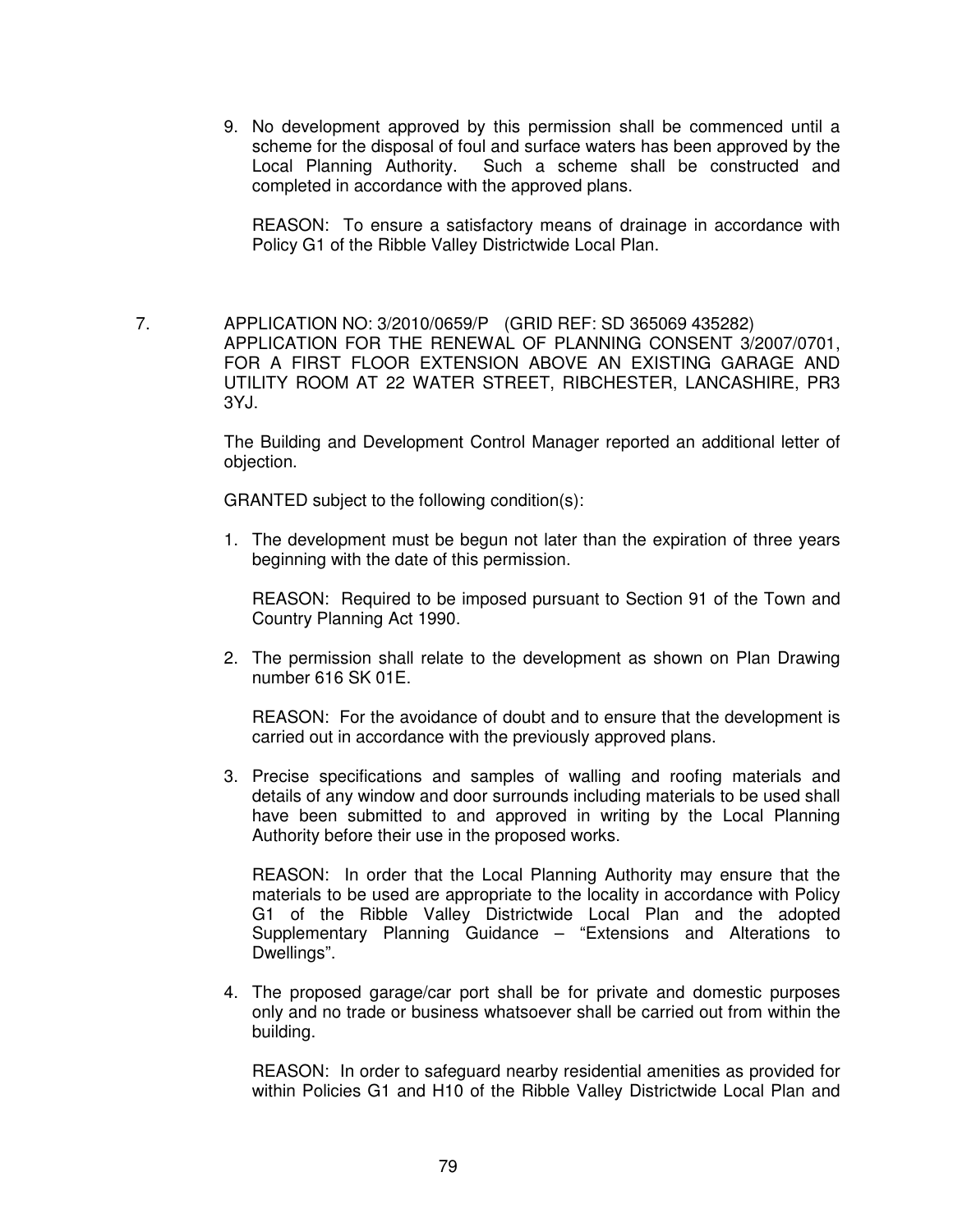9. No development approved by this permission shall be commenced until a scheme for the disposal of foul and surface waters has been approved by the Local Planning Authority. Such a scheme shall be constructed and completed in accordance with the approved plans.

   REASON: To ensure a satisfactory means of drainage in accordance with Policy G1 of the Ribble Valley Districtwide Local Plan.

7. APPLICATION NO: 3/2010/0659/P (GRID REF: SD 365069 435282)
   APPLICATION FOR THE RENEWAL OF PLANNING CONSENT 3/2007/0701, FOR A FIRST FLOOR EXTENSION ABOVE AN EXISTING GARAGE AND UTILITY ROOM AT 22 WATER STREET, RIBCHESTER, LANCASHIRE, PR3 3YJ.

   The Building and Development Control Manager reported an additional letter of objection.

   GRANTED subject to the following condition(s):

   1. The development must be begun not later than the expiration of three years beginning with the date of this permission.

      REASON: Required to be imposed pursuant to Section 91 of the Town and Country Planning Act 1990.

   2. The permission shall relate to the development as shown on Plan Drawing number 616 SK 01E.

      REASON: For the avoidance of doubt and to ensure that the development is carried out in accordance with the previously approved plans.

   3. Precise specifications and samples of walling and roofing materials and details of any window and door surrounds including materials to be used shall have been submitted to and approved in writing by the Local Planning Authority before their use in the proposed works.

      REASON: In order that the Local Planning Authority may ensure that the materials to be used are appropriate to the locality in accordance with Policy G1 of the Ribble Valley Districtwide Local Plan and the adopted Supplementary Planning Guidance – "Extensions and Alterations to Dwellings".

   4. The proposed garage/car port shall be for private and domestic purposes only and no trade or business whatsoever shall be carried out from within the building.

      REASON: In order to safeguard nearby residential amenities as provided for within Policies G1 and H10 of the Ribble Valley Districtwide Local Plan and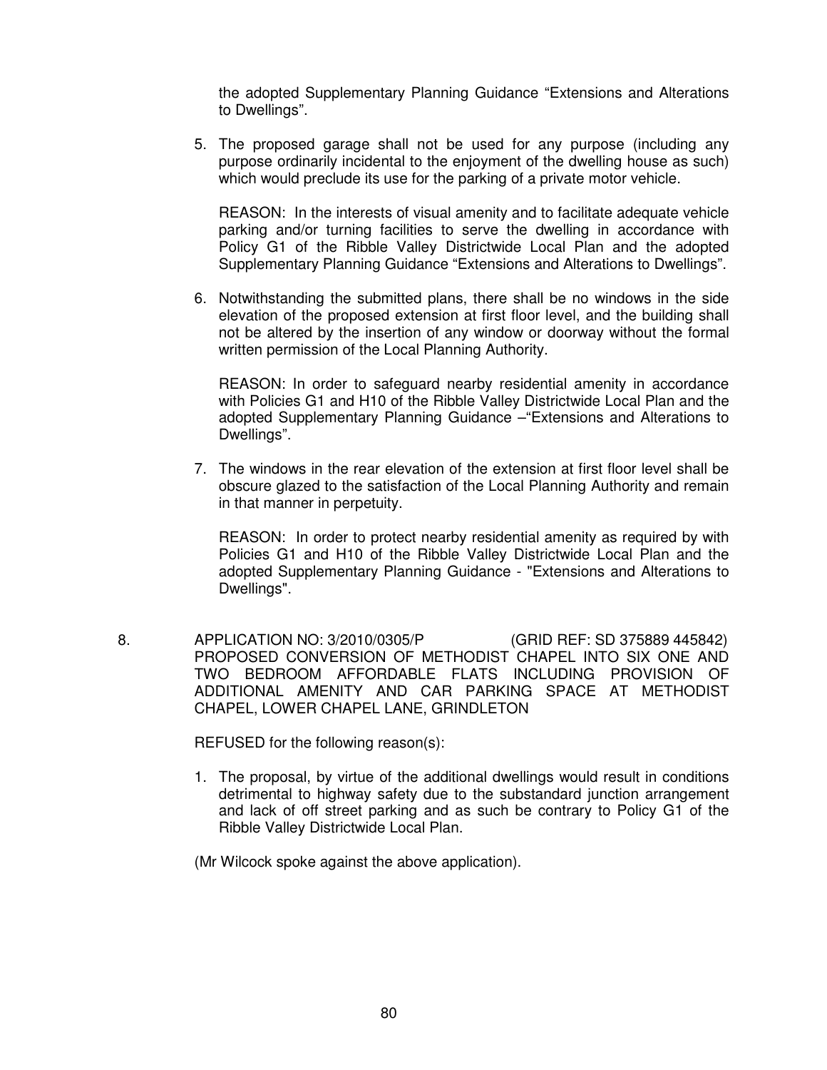the adopted Supplementary Planning Guidance “Extensions and Alterations to Dwellings”.

5. The proposed garage shall not be used for any purpose (including any purpose ordinarily incidental to the enjoyment of the dwelling house as such) which would preclude its use for the parking of a private motor vehicle.

   REASON: In the interests of visual amenity and to facilitate adequate vehicle parking and/or turning facilities to serve the dwelling in accordance with Policy G1 of the Ribble Valley Districtwide Local Plan and the adopted Supplementary Planning Guidance “Extensions and Alterations to Dwellings”.

6. Notwithstanding the submitted plans, there shall be no windows in the side elevation of the proposed extension at first floor level, and the building shall not be altered by the insertion of any window or doorway without the formal written permission of the Local Planning Authority.

   REASON: In order to safeguard nearby residential amenity in accordance with Policies G1 and H10 of the Ribble Valley Districtwide Local Plan and the adopted Supplementary Planning Guidance –“Extensions and Alterations to Dwellings”.

7. The windows in the rear elevation of the extension at first floor level shall be obscure glazed to the satisfaction of the Local Planning Authority and remain in that manner in perpetuity.

   REASON: In order to protect nearby residential amenity as required by with Policies G1 and H10 of the Ribble Valley Districtwide Local Plan and the adopted Supplementary Planning Guidance - "Extensions and Alterations to Dwellings".

8. APPLICATION NO: 3/2010/0305/P (GRID REF: SD 375889 445842)
PROPOSED CONVERSION OF METHODIST CHAPEL INTO SIX ONE AND TWO BEDROOM AFFORDABLE FLATS INCLUDING PROVISION OF ADDITIONAL AMENITY AND CAR PARKING SPACE AT METHODIST CHAPEL, LOWER CHAPEL LANE, GRINDLETON

REFUSED for the following reason(s):

1. The proposal, by virtue of the additional dwellings would result in conditions detrimental to highway safety due to the substandard junction arrangement and lack of off street parking and as such be contrary to Policy G1 of the Ribble Valley Districtwide Local Plan.

(Mr Wilcock spoke against the above application).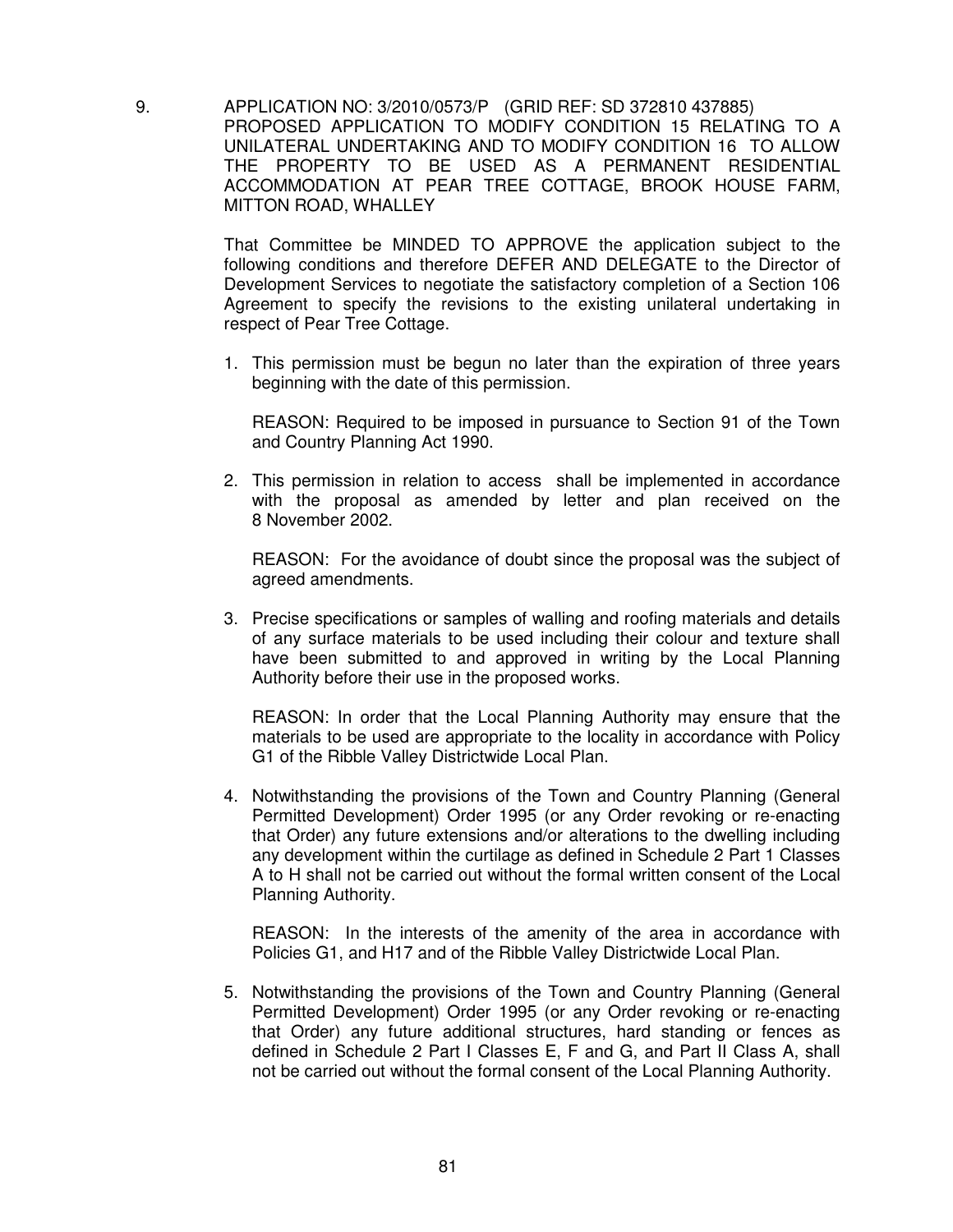9. APPLICATION NO: 3/2010/0573/P (GRID REF: SD 372810 437885)
PROPOSED APPLICATION TO MODIFY CONDITION 15 RELATING TO A UNILATERAL UNDERTAKING AND TO MODIFY CONDITION 16 TO ALLOW THE PROPERTY TO BE USED AS A PERMANENT RESIDENTIAL ACCOMMODATION AT PEAR TREE COTTAGE, BROOK HOUSE FARM, MITTON ROAD, WHALLEY

That Committee be MINDED TO APPROVE the application subject to the following conditions and therefore DEFER AND DELEGATE to the Director of Development Services to negotiate the satisfactory completion of a Section 106 Agreement to specify the revisions to the existing unilateral undertaking in respect of Pear Tree Cottage.

1. This permission must be begun no later than the expiration of three years beginning with the date of this permission.

   REASON: Required to be imposed in pursuance to Section 91 of the Town and Country Planning Act 1990.

2. This permission in relation to access shall be implemented in accordance with the proposal as amended by letter and plan received on the 8 November 2002.

   REASON: For the avoidance of doubt since the proposal was the subject of agreed amendments.

3. Precise specifications or samples of walling and roofing materials and details of any surface materials to be used including their colour and texture shall have been submitted to and approved in writing by the Local Planning Authority before their use in the proposed works.

   REASON: In order that the Local Planning Authority may ensure that the materials to be used are appropriate to the locality in accordance with Policy G1 of the Ribble Valley Districtwide Local Plan.

4. Notwithstanding the provisions of the Town and Country Planning (General Permitted Development) Order 1995 (or any Order revoking or re-enacting that Order) any future extensions and/or alterations to the dwelling including any development within the curtilage as defined in Schedule 2 Part 1 Classes A to H shall not be carried out without the formal written consent of the Local Planning Authority.

   REASON: In the interests of the amenity of the area in accordance with Policies G1, and H17 and of the Ribble Valley Districtwide Local Plan.

5. Notwithstanding the provisions of the Town and Country Planning (General Permitted Development) Order 1995 (or any Order revoking or re-enacting that Order) any future additional structures, hard standing or fences as defined in Schedule 2 Part I Classes E, F and G, and Part II Class A, shall not be carried out without the formal consent of the Local Planning Authority.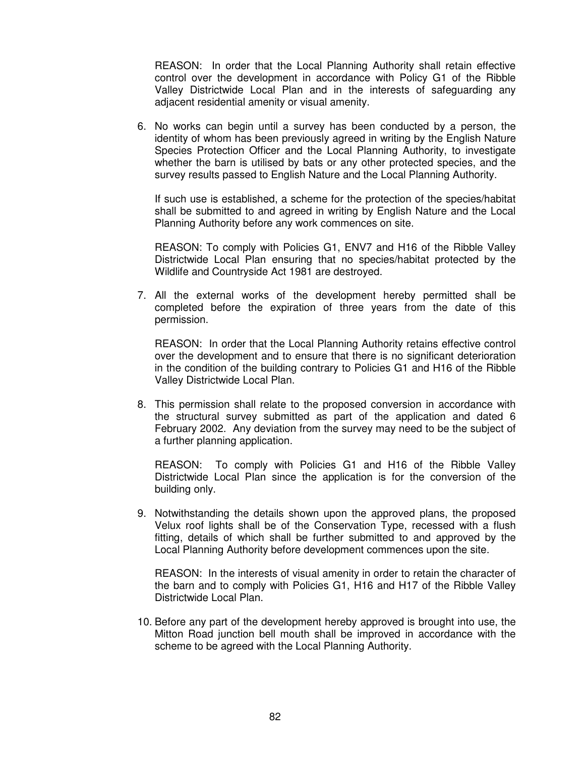REASON: In order that the Local Planning Authority shall retain effective control over the development in accordance with Policy G1 of the Ribble Valley Districtwide Local Plan and in the interests of safeguarding any adjacent residential amenity or visual amenity.

6. No works can begin until a survey has been conducted by a person, the identity of whom has been previously agreed in writing by the English Nature Species Protection Officer and the Local Planning Authority, to investigate whether the barn is utilised by bats or any other protected species, and the survey results passed to English Nature and the Local Planning Authority.

   If such use is established, a scheme for the protection of the species/habitat shall be submitted to and agreed in writing by English Nature and the Local Planning Authority before any work commences on site.

   REASON: To comply with Policies G1, ENV7 and H16 of the Ribble Valley Districtwide Local Plan ensuring that no species/habitat protected by the Wildlife and Countryside Act 1981 are destroyed.

7. All the external works of the development hereby permitted shall be completed before the expiration of three years from the date of this permission.

   REASON: In order that the Local Planning Authority retains effective control over the development and to ensure that there is no significant deterioration in the condition of the building contrary to Policies G1 and H16 of the Ribble Valley Districtwide Local Plan.

8. This permission shall relate to the proposed conversion in accordance with the structural survey submitted as part of the application and dated 6 February 2002. Any deviation from the survey may need to be the subject of a further planning application.

   REASON: To comply with Policies G1 and H16 of the Ribble Valley Districtwide Local Plan since the application is for the conversion of the building only.

9. Notwithstanding the details shown upon the approved plans, the proposed Velux roof lights shall be of the Conservation Type, recessed with a flush fitting, details of which shall be further submitted to and approved by the Local Planning Authority before development commences upon the site.

   REASON: In the interests of visual amenity in order to retain the character of the barn and to comply with Policies G1, H16 and H17 of the Ribble Valley Districtwide Local Plan.

10. Before any part of the development hereby approved is brought into use, the Mitton Road junction bell mouth shall be improved in accordance with the scheme to be agreed with the Local Planning Authority.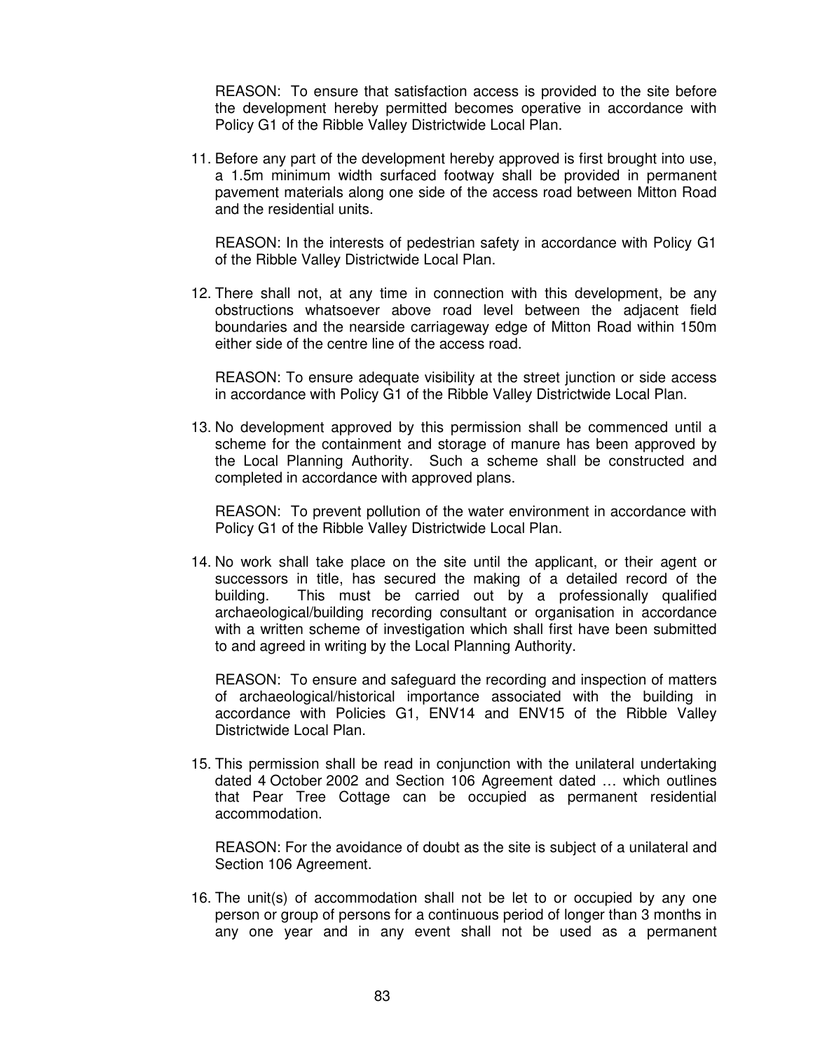REASON: To ensure that satisfaction access is provided to the site before the development hereby permitted becomes operative in accordance with Policy G1 of the Ribble Valley Districtwide Local Plan.

11. Before any part of the development hereby approved is first brought into use, a 1.5m minimum width surfaced footway shall be provided in permanent pavement materials along one side of the access road between Mitton Road and the residential units.

    REASON: In the interests of pedestrian safety in accordance with Policy G1 of the Ribble Valley Districtwide Local Plan.

12. There shall not, at any time in connection with this development, be any obstructions whatsoever above road level between the adjacent field boundaries and the nearside carriageway edge of Mitton Road within 150m either side of the centre line of the access road.

    REASON: To ensure adequate visibility at the street junction or side access in accordance with Policy G1 of the Ribble Valley Districtwide Local Plan.

13. No development approved by this permission shall be commenced until a scheme for the containment and storage of manure has been approved by the Local Planning Authority. Such a scheme shall be constructed and completed in accordance with approved plans.

    REASON: To prevent pollution of the water environment in accordance with Policy G1 of the Ribble Valley Districtwide Local Plan.

14. No work shall take place on the site until the applicant, or their agent or successors in title, has secured the making of a detailed record of the building. This must be carried out by a professionally qualified archaeological/building recording consultant or organisation in accordance with a written scheme of investigation which shall first have been submitted to and agreed in writing by the Local Planning Authority.

    REASON: To ensure and safeguard the recording and inspection of matters of archaeological/historical importance associated with the building in accordance with Policies G1, ENV14 and ENV15 of the Ribble Valley Districtwide Local Plan.

15. This permission shall be read in conjunction with the unilateral undertaking dated 4 October 2002 and Section 106 Agreement dated … which outlines that Pear Tree Cottage can be occupied as permanent residential accommodation.

    REASON: For the avoidance of doubt as the site is subject of a unilateral and Section 106 Agreement.

16. The unit(s) of accommodation shall not be let to or occupied by any one person or group of persons for a continuous period of longer than 3 months in any one year and in any event shall not be used as a permanent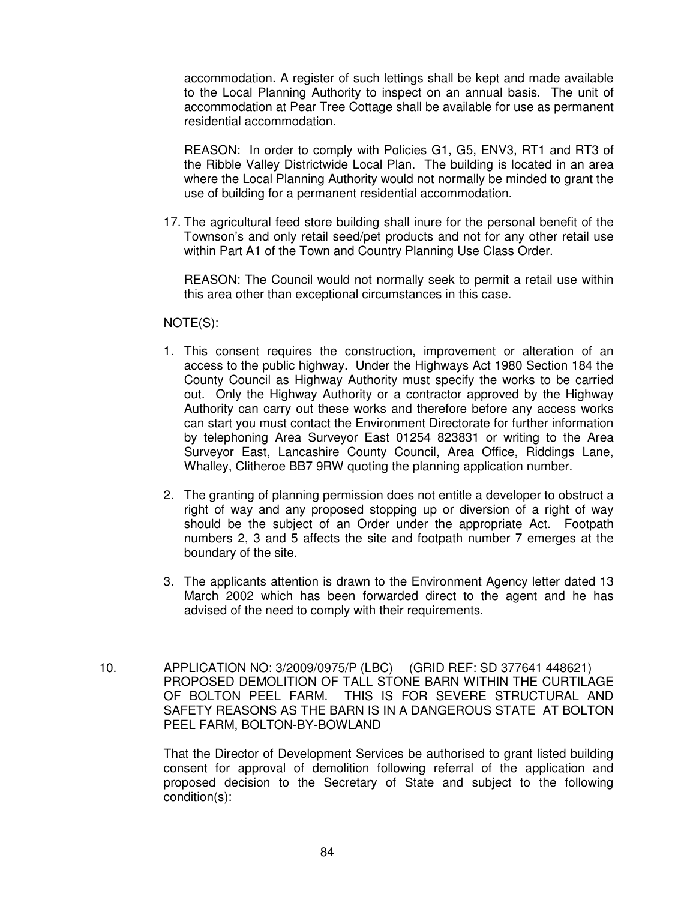accommodation. A register of such lettings shall be kept and made available to the Local Planning Authority to inspect on an annual basis. The unit of accommodation at Pear Tree Cottage shall be available for use as permanent residential accommodation.

REASON: In order to comply with Policies G1, G5, ENV3, RT1 and RT3 of the Ribble Valley Districtwide Local Plan. The building is located in an area where the Local Planning Authority would not normally be minded to grant the use of building for a permanent residential accommodation.

17. The agricultural feed store building shall inure for the personal benefit of the Townson's and only retail seed/pet products and not for any other retail use within Part A1 of the Town and Country Planning Use Class Order.

    REASON: The Council would not normally seek to permit a retail use within this area other than exceptional circumstances in this case.

NOTE(S):

1. This consent requires the construction, improvement or alteration of an access to the public highway. Under the Highways Act 1980 Section 184 the County Council as Highway Authority must specify the works to be carried out. Only the Highway Authority or a contractor approved by the Highway Authority can carry out these works and therefore before any access works can start you must contact the Environment Directorate for further information by telephoning Area Surveyor East 01254 823831 or writing to the Area Surveyor East, Lancashire County Council, Area Office, Riddings Lane, Whalley, Clitheroe BB7 9RW quoting the planning application number.

2. The granting of planning permission does not entitle a developer to obstruct a right of way and any proposed stopping up or diversion of a right of way should be the subject of an Order under the appropriate Act. Footpath numbers 2, 3 and 5 affects the site and footpath number 7 emerges at the boundary of the site.

3. The applicants attention is drawn to the Environment Agency letter dated 13 March 2002 which has been forwarded direct to the agent and he has advised of the need to comply with their requirements.

10. APPLICATION NO: 3/2009/0975/P (LBC) (GRID REF: SD 377641 448621) PROPOSED DEMOLITION OF TALL STONE BARN WITHIN THE CURTILAGE OF BOLTON PEEL FARM. THIS IS FOR SEVERE STRUCTURAL AND SAFETY REASONS AS THE BARN IS IN A DANGEROUS STATE AT BOLTON PEEL FARM, BOLTON-BY-BOWLAND

That the Director of Development Services be authorised to grant listed building consent for approval of demolition following referral of the application and proposed decision to the Secretary of State and subject to the following condition(s):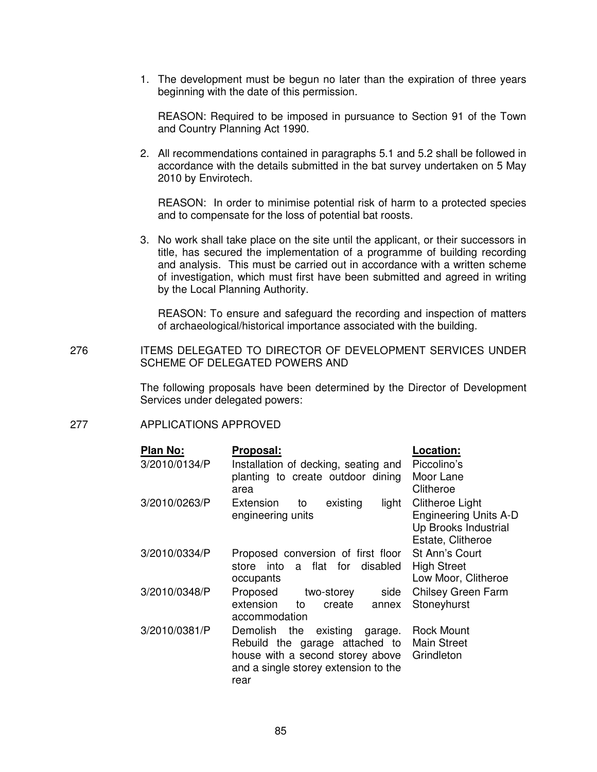1. The development must be begun no later than the expiration of three years beginning with the date of this permission.

   REASON: Required to be imposed in pursuance to Section 91 of the Town and Country Planning Act 1990.

2. All recommendations contained in paragraphs 5.1 and 5.2 shall be followed in accordance with the details submitted in the bat survey undertaken on 5 May 2010 by Envirotech.

   REASON: In order to minimise potential risk of harm to a protected species and to compensate for the loss of potential bat roosts.

3. No work shall take place on the site until the applicant, or their successors in title, has secured the implementation of a programme of building recording and analysis. This must be carried out in accordance with a written scheme of investigation, which must first have been submitted and agreed in writing by the Local Planning Authority.

   REASON: To ensure and safeguard the recording and inspection of matters of archaeological/historical importance associated with the building.

276 ITEMS DELEGATED TO DIRECTOR OF DEVELOPMENT SERVICES UNDER SCHEME OF DELEGATED POWERS AND

The following proposals have been determined by the Director of Development Services under delegated powers:

277 APPLICATIONS APPROVED

| Plan No: | Proposal: | Location: |
|---|---|---|
| 3/2010/0134/P | Installation of decking, seating and planting to create outdoor dining area | Piccolino's Moor Lane Clitheroe |
| 3/2010/0263/P | Extension to existing light engineering units | Clitheroe Light Engineering Units A-D Up Brooks Industrial Estate, Clitheroe |
| 3/2010/0334/P | Proposed conversion of first floor store into a flat for disabled occupants | St Ann's Court High Street Low Moor, Clitheroe |
| 3/2010/0348/P | Proposed two-storey side extension to create annex accommodation | Chilsey Green Farm Stoneyhurst |
| 3/2010/0381/P | Demolish the existing garage. Rebuild the garage attached to house with a second storey above and a single storey extension to the rear | Rock Mount Main Street Grindleton |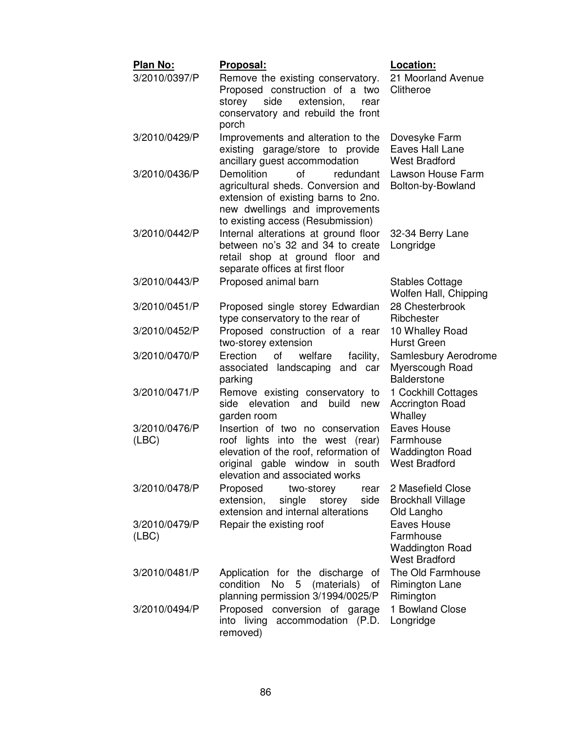| Plan No: | Proposal: | Location: |
| --- | --- | --- |
| 3/2010/0397/P | Remove the existing conservatory. Proposed construction of a two storey side extension, rear conservatory and rebuild the front porch | 21 Moorland Avenue Clitheroe |
| 3/2010/0429/P | Improvements and alteration to the existing garage/store to provide ancillary guest accommodation | Dovesyke Farm Eaves Hall Lane West Bradford |
| 3/2010/0436/P | Demolition of redundant agricultural sheds. Conversion and extension of existing barns to 2no. new dwellings and improvements to existing access (Resubmission) | Lawson House Farm Bolton-by-Bowland |
| 3/2010/0442/P | Internal alterations at ground floor between no's 32 and 34 to create retail shop at ground floor and separate offices at first floor | 32-34 Berry Lane Longridge |
| 3/2010/0443/P | Proposed animal barn | Stables Cottage Wolfen Hall, Chipping |
| 3/2010/0451/P | Proposed single storey Edwardian type conservatory to the rear of | 28 Chesterbrook Ribchester |
| 3/2010/0452/P | Proposed construction of a rear two-storey extension | 10 Whalley Road Hurst Green |
| 3/2010/0470/P | Erection of welfare facility, associated landscaping and car parking | Samlesbury Aerodrome Myerscough Road Balderstone |
| 3/2010/0471/P | Remove existing conservatory to side elevation and build new garden room | 1 Cockhill Cottages Accrington Road Whalley |
| 3/2010/0476/P (LBC) | Insertion of two no conservation roof lights into the west (rear) elevation of the roof, reformation of original gable window in south elevation and associated works | Eaves House Farmhouse Waddington Road West Bradford |
| 3/2010/0478/P | Proposed two-storey rear extension, single storey side extension and internal alterations | 2 Masefield Close Brockhall Village Old Langho |
| 3/2010/0479/P (LBC) | Repair the existing roof | Eaves House Farmhouse Waddington Road West Bradford |
| 3/2010/0481/P | Application for the discharge of condition No 5 (materials) of planning permission 3/1994/0025/P | The Old Farmhouse Rimington Lane Rimington |
| 3/2010/0494/P | Proposed conversion of garage into living accommodation (P.D. removed) | 1 Bowland Close Longridge |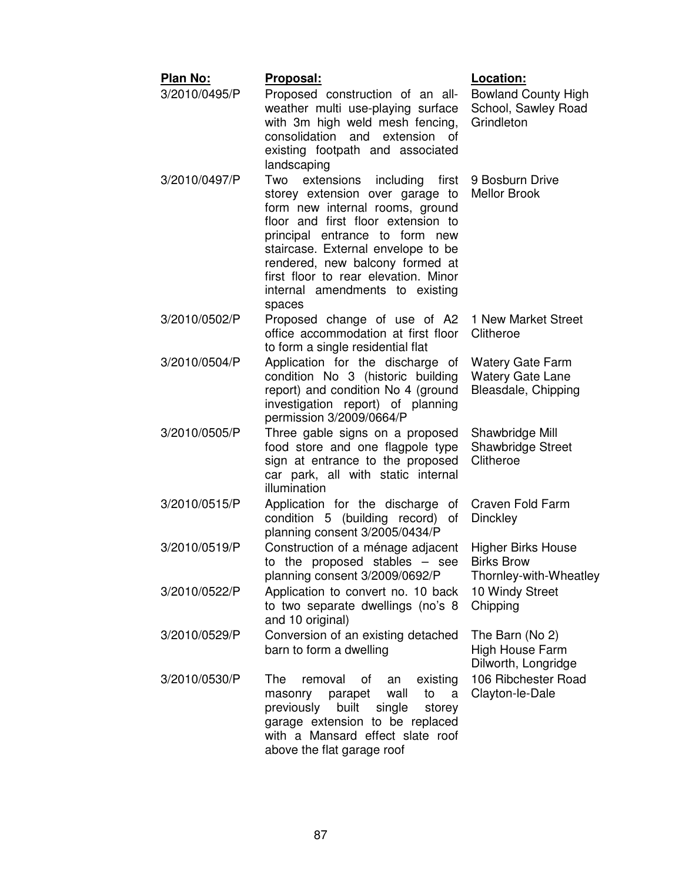| Plan No: | Proposal: | Location: |
|---|---|---|
| 3/2010/0495/P | Proposed construction of an all-weather multi use-playing surface with 3m high weld mesh fencing, consolidation and extension of existing footpath and associated landscaping | Bowland County High School, Sawley Road Grindleton |
| 3/2010/0497/P | Two extensions including first storey extension over garage to form new internal rooms, ground floor and first floor extension to principal entrance to form new staircase. External envelope to be rendered, new balcony formed at first floor to rear elevation. Minor internal amendments to existing spaces | 9 Bosburn Drive Mellor Brook |
| 3/2010/0502/P | Proposed change of use of A2 office accommodation at first floor to form a single residential flat | 1 New Market Street Clitheroe |
| 3/2010/0504/P | Application for the discharge of condition No 3 (historic building report) and condition No 4 (ground investigation report) of planning permission 3/2009/0664/P | Watery Gate Farm Watery Gate Lane Bleasdale, Chipping |
| 3/2010/0505/P | Three gable signs on a proposed food store and one flagpole type sign at entrance to the proposed car park, all with static internal illumination | Shawbridge Mill Shawbridge Street Clitheroe |
| 3/2010/0515/P | Application for the discharge of condition 5 (building record) of planning consent 3/2005/0434/P | Craven Fold Farm Dinckley |
| 3/2010/0519/P | Construction of a ménage adjacent to the proposed stables – see planning consent 3/2009/0692/P | Higher Birks House Birks Brow Thornley-with-Wheatley |
| 3/2010/0522/P | Application to convert no. 10 back to two separate dwellings (no's 8 and 10 original) | 10 Windy Street Chipping |
| 3/2010/0529/P | Conversion of an existing detached barn to form a dwelling | The Barn (No 2) High House Farm Dilworth, Longridge |
| 3/2010/0530/P | The removal of an existing masonry parapet wall to a previously built single storey garage extension to be replaced with a Mansard effect slate roof above the flat garage roof | 106 Ribchester Road Clayton-le-Dale |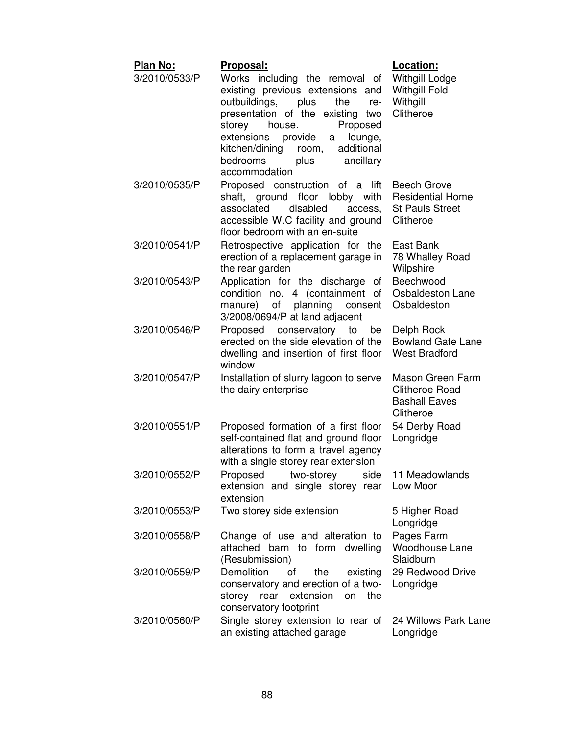| Plan No: | Proposal: | Location: |
|---|---|---|
| 3/2010/0533/P | Works including the removal of existing previous extensions and outbuildings, plus the re-presentation of the existing two storey house. Proposed extensions provide a lounge, kitchen/dining room, additional bedrooms plus ancillary accommodation | Withgill Lodge Withgill Fold Withgill Clitheroe |
| 3/2010/0535/P | Proposed construction of a lift shaft, ground floor lobby with associated disabled access, accessible W.C facility and ground floor bedroom with an en-suite | Beech Grove Residential Home St Pauls Street Clitheroe |
| 3/2010/0541/P | Retrospective application for the erection of a replacement garage in the rear garden | East Bank 78 Whalley Road Wilpshire |
| 3/2010/0543/P | Application for the discharge of condition no. 4 (containment of manure) of planning consent 3/2008/0694/P at land adjacent | Beechwood Osbaldeston Lane Osbaldeston |
| 3/2010/0546/P | Proposed conservatory to be erected on the side elevation of the dwelling and insertion of first floor window | Delph Rock Bowland Gate Lane West Bradford |
| 3/2010/0547/P | Installation of slurry lagoon to serve the dairy enterprise | Mason Green Farm Clitheroe Road Bashall Eaves Clitheroe |
| 3/2010/0551/P | Proposed formation of a first floor self-contained flat and ground floor alterations to form a travel agency with a single storey rear extension | 54 Derby Road Longridge |
| 3/2010/0552/P | Proposed two-storey side extension and single storey rear extension | 11 Meadowlands Low Moor |
| 3/2010/0553/P | Two storey side extension | 5 Higher Road Longridge |
| 3/2010/0558/P | Change of use and alteration to attached barn to form dwelling (Resubmission) | Pages Farm Woodhouse Lane Slaidburn |
| 3/2010/0559/P | Demolition of the existing conservatory and erection of a two-storey rear extension on the conservatory footprint | 29 Redwood Drive Longridge |
| 3/2010/0560/P | Single storey extension to rear of an existing attached garage | 24 Willows Park Lane Longridge |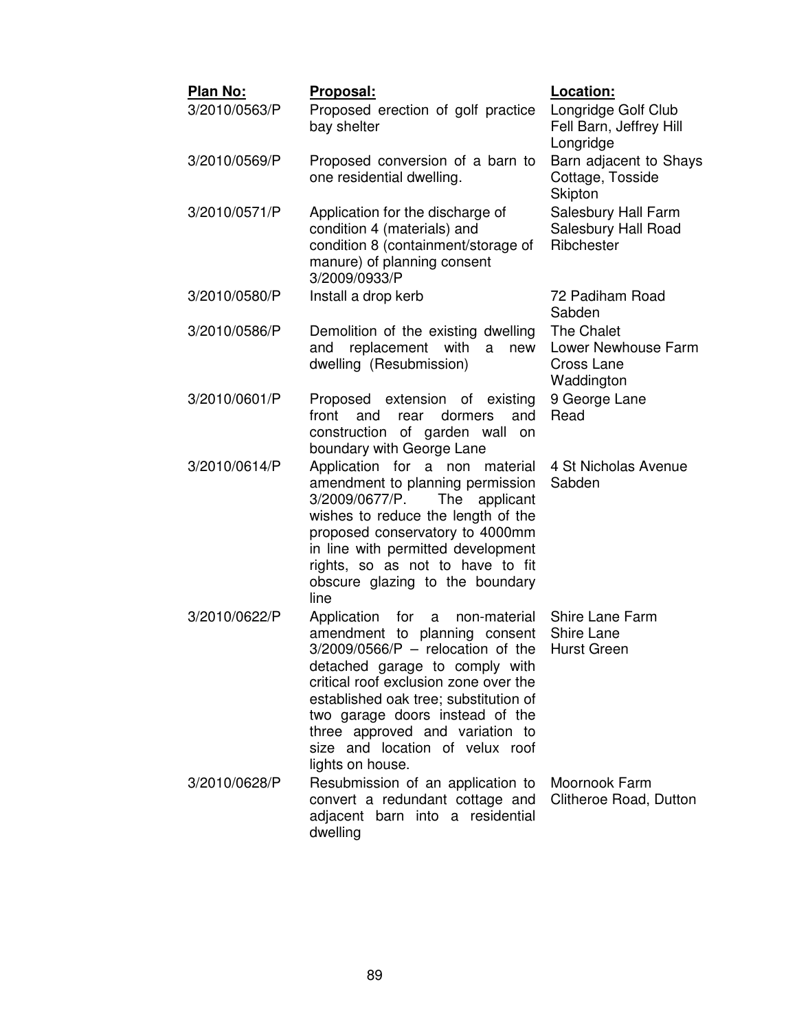| Plan No: | Proposal: | Location: |
|---|---|---|
| 3/2010/0563/P | Proposed erection of golf practice bay shelter | Longridge Golf Club Fell Barn, Jeffrey Hill Longridge |
| 3/2010/0569/P | Proposed conversion of a barn to one residential dwelling. | Barn adjacent to Shays Cottage, Tosside Skipton |
| 3/2010/0571/P | Application for the discharge of condition 4 (materials) and condition 8 (containment/storage of manure) of planning consent 3/2009/0933/P | Salesbury Hall Farm Salesbury Hall Road Ribchester |
| 3/2010/0580/P | Install a drop kerb | 72 Padiham Road Sabden |
| 3/2010/0586/P | Demolition of the existing dwelling and replacement with a new dwelling (Resubmission) | The Chalet Lower Newhouse Farm Cross Lane Waddington |
| 3/2010/0601/P | Proposed extension of existing front and rear dormers and construction of garden wall on boundary with George Lane | 9 George Lane Read |
| 3/2010/0614/P | Application for a non material amendment to planning permission 3/2009/0677/P. The applicant wishes to reduce the length of the proposed conservatory to 4000mm in line with permitted development rights, so as not to have to fit obscure glazing to the boundary line | 4 St Nicholas Avenue Sabden |
| 3/2010/0622/P | Application for a non-material amendment to planning consent 3/2009/0566/P – relocation of the detached garage to comply with critical roof exclusion zone over the established oak tree; substitution of two garage doors instead of the three approved and variation to size and location of velux roof lights on house. | Shire Lane Farm Shire Lane Hurst Green |
| 3/2010/0628/P | Resubmission of an application to convert a redundant cottage and adjacent barn into a residential dwelling | Moornook Farm Clitheroe Road, Dutton |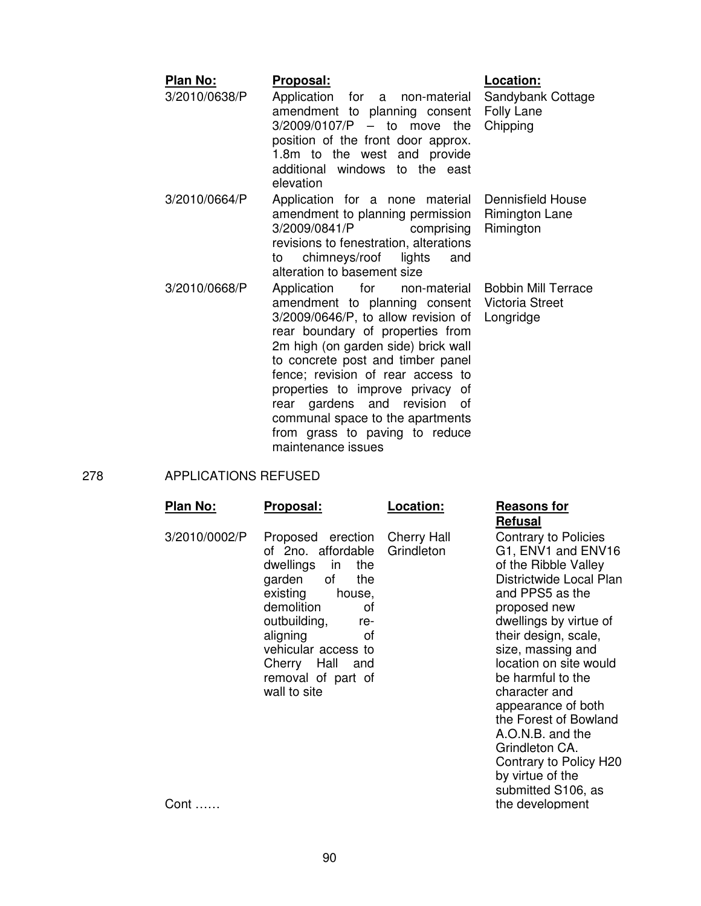| Plan No: | Proposal: | Location: |
|---|---|---|
| 3/2010/0638/P | Application for a non-material amendment to planning consent 3/2009/0107/P – to move the position of the front door approx. 1.8m to the west and provide additional windows to the east elevation | Sandybank Cottage Folly Lane Chipping |
| 3/2010/0664/P | Application for a none material amendment to planning permission 3/2009/0841/P comprising revisions to fenestration, alterations to chimneys/roof lights and alteration to basement size | Dennisfield House Rimington Lane Rimington |
| 3/2010/0668/P | Application for non-material amendment to planning consent 3/2009/0646/P, to allow revision of rear boundary of properties from 2m high (on garden side) brick wall to concrete post and timber panel fence; revision of rear access to properties to improve privacy of rear gardens and revision of communal space to the apartments from grass to paving to reduce maintenance issues | Bobbin Mill Terrace Victoria Street Longridge |

## 278 APPLICATIONS REFUSED

| Plan No: | Proposal: | Location: | Reasons for Refusal |
|---|---|---|---|
| 3/2010/0002/P | Proposed erection of 2no. affordable dwellings in the garden of the existing house, demolition of outbuilding, re-aligning of vehicular access to Cherry Hall and removal of part of wall to site | Cherry Hall Grindleton | Contrary to Policies G1, ENV1 and ENV16 of the Ribble Valley Districtwide Local Plan and PPS5 as the proposed new dwellings by virtue of their design, scale, size, massing and location on site would be harmful to the character and appearance of both the Forest of Bowland A.O.N.B. and the Grindleton CA. Contrary to Policy H20 by virtue of the submitted S106, as the development |

Cont ……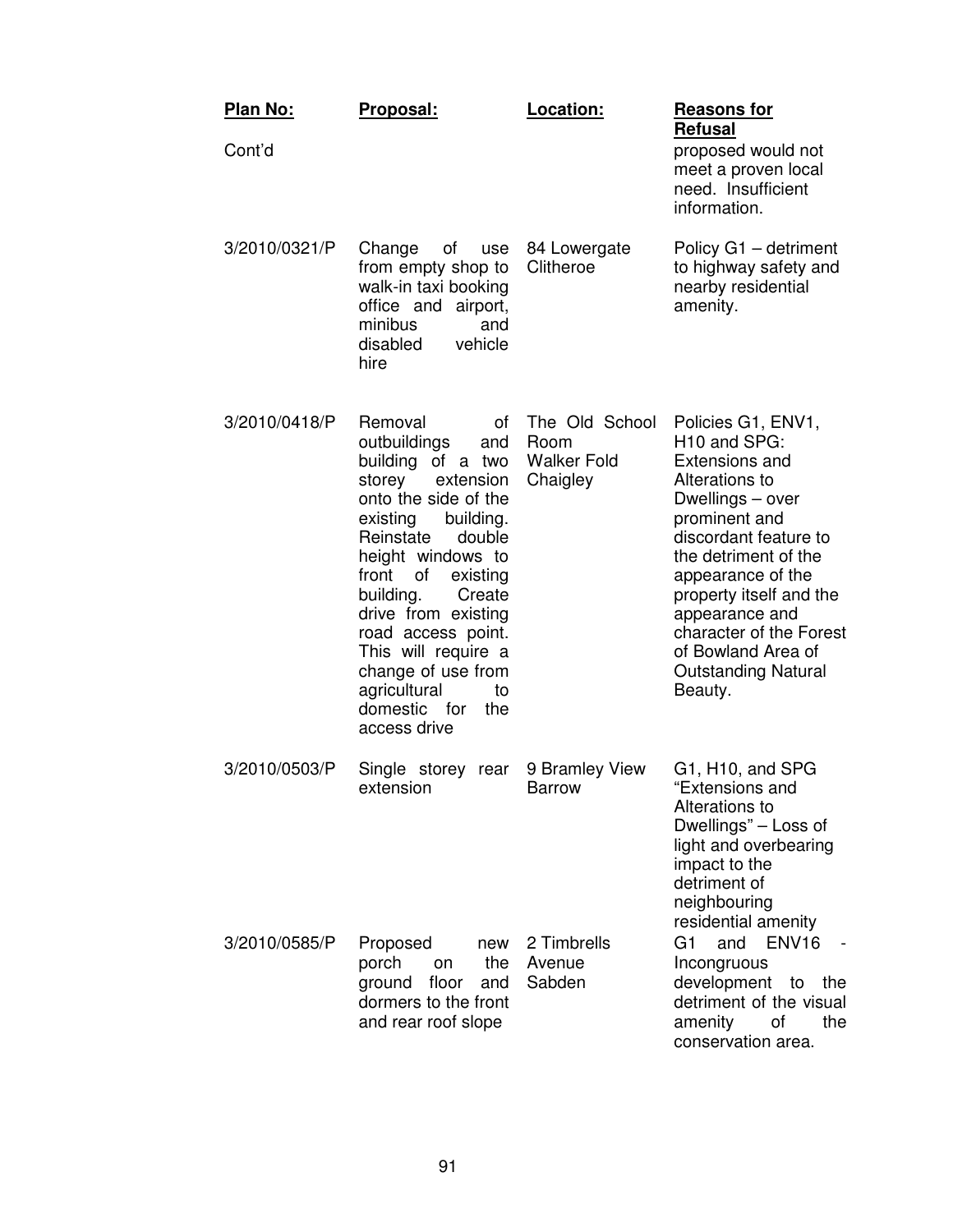| Plan No: | Proposal: | Location: | Reasons for Refusal |
|---|---|---|---|
| Cont'd | | | proposed would not meet a proven local need. Insufficient information. |
| 3/2010/0321/P | Change of use from empty shop to walk-in taxi booking office and airport, minibus and disabled vehicle hire | 84 Lowergate Clitheroe | Policy G1 – detriment to highway safety and nearby residential amenity. |
| 3/2010/0418/P | Removal of outbuildings and building of a two storey extension onto the side of the existing building. Reinstate double height windows to front of existing building. Create drive from existing road access point. This will require a change of use from agricultural to domestic for the access drive | The Old School Room Walker Fold Chaigley | Policies G1, ENV1, H10 and SPG: Extensions and Alterations to Dwellings – over prominent and discordant feature to the detriment of the appearance of the property itself and the appearance and character of the Forest of Bowland Area of Outstanding Natural Beauty. |
| 3/2010/0503/P | Single storey rear extension | 9 Bramley View Barrow | G1, H10, and SPG "Extensions and Alterations to Dwellings" – Loss of light and overbearing impact to the detriment of neighbouring residential amenity |
| 3/2010/0585/P | Proposed new porch on the ground floor and dormers to the front and rear roof slope | 2 Timbrells Avenue Sabden | G1 and ENV16 - Incongruous development to the detriment of the visual amenity of the conservation area. |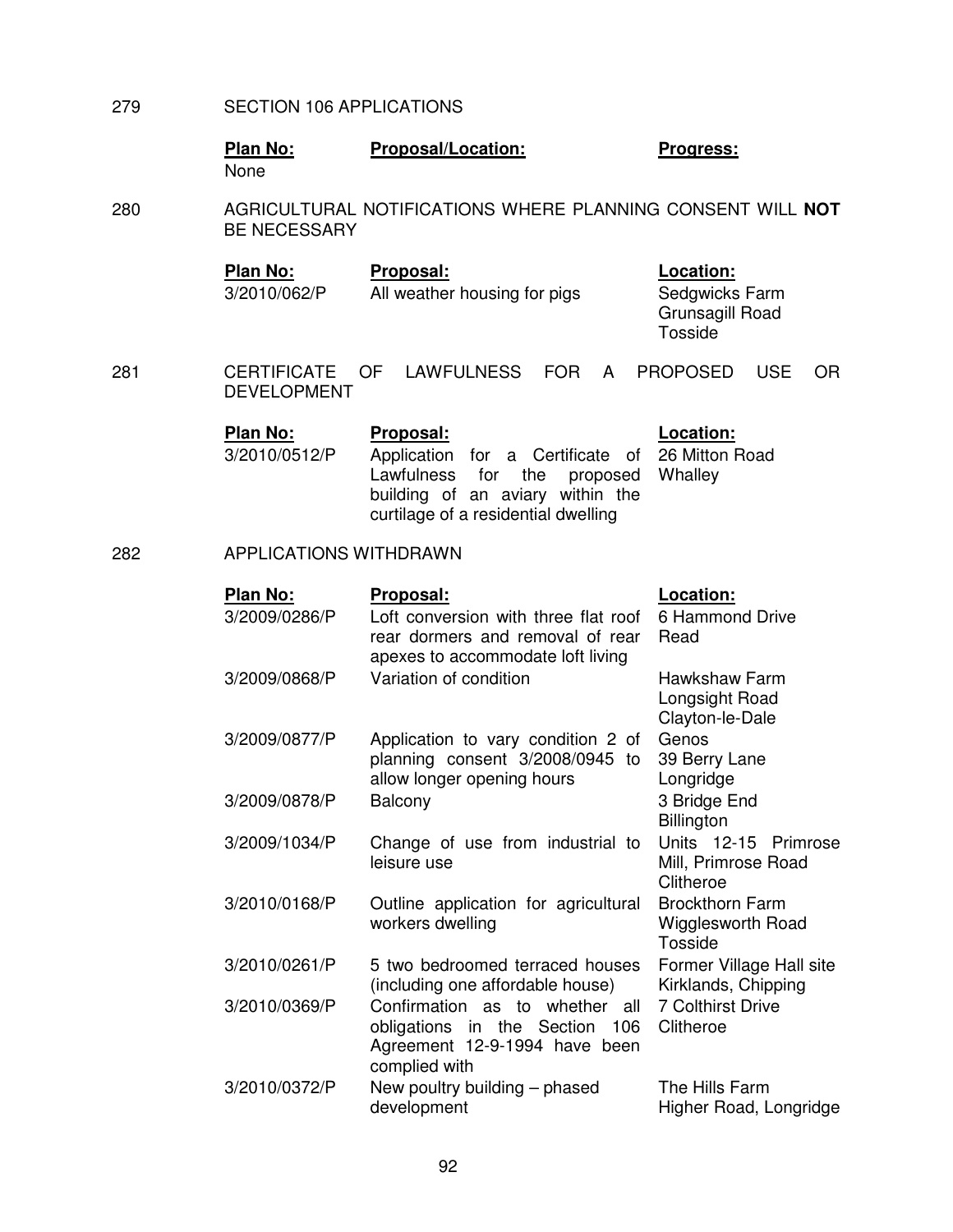279 SECTION 106 APPLICATIONS

| Plan No: | Proposal/Location: | Progress: |
|---|---|---|
| None | | |

280 AGRICULTURAL NOTIFICATIONS WHERE PLANNING CONSENT WILL **NOT** BE NECESSARY

| Plan No: | Proposal: | Location: |
|---|---|---|
| 3/2010/062/P | All weather housing for pigs | Sedgwicks Farm Grunsagill Road Tosside |

281 CERTIFICATE OF LAWFULNESS FOR A PROPOSED USE OR DEVELOPMENT

| Plan No: | Proposal: | Location: |
|---|---|---|
| 3/2010/0512/P | Application for a Certificate of Lawfulness for the proposed building of an aviary within the curtilage of a residential dwelling | 26 Mitton Road Whalley |

282 APPLICATIONS WITHDRAWN

| Plan No: | Proposal: | Location: |
|---|---|---|
| 3/2009/0286/P | Loft conversion with three flat roof rear dormers and removal of rear apexes to accommodate loft living | 6 Hammond Drive Read |
| 3/2009/0868/P | Variation of condition | Hawkshaw Farm Longsight Road Clayton-le-Dale |
| 3/2009/0877/P | Application to vary condition 2 of planning consent 3/2008/0945 to allow longer opening hours | Genos 39 Berry Lane Longridge |
| 3/2009/0878/P | Balcony | 3 Bridge End Billington |
| 3/2009/1034/P | Change of use from industrial to leisure use | Units 12-15 Primrose Mill, Primrose Road Clitheroe |
| 3/2010/0168/P | Outline application for agricultural workers dwelling | Brockthorn Farm Wigglesworth Road Tosside |
| 3/2010/0261/P | 5 two bedroomed terraced houses (including one affordable house) | Former Village Hall site Kirklands, Chipping |
| 3/2010/0369/P | Confirmation as to whether all obligations in the Section 106 Agreement 12-9-1994 have been complied with | 7 Colthirst Drive Clitheroe |
| 3/2010/0372/P | New poultry building – phased development | The Hills Farm Higher Road, Longridge |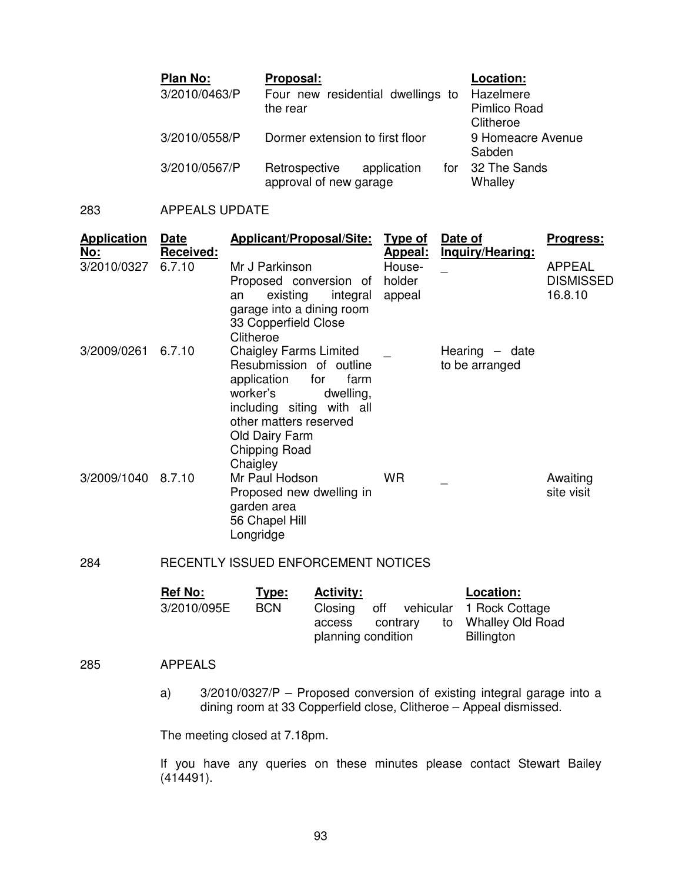| Plan No: | Proposal: | Location: |
|---|---|---|
| 3/2010/0463/P | Four new residential dwellings to the rear | Hazelmere Pimlico Road Clitheroe |
| 3/2010/0558/P | Dormer extension to first floor | 9 Homeacre Avenue Sabden |
| 3/2010/0567/P | Retrospective application for approval of new garage | 32 The Sands Whalley |

283 APPEALS UPDATE

| Application No: | Date Received: | Applicant/Proposal/Site: | Type of Appeal: | Date of Inquiry/Hearing: | Progress: |
|---|---|---|---|---|---|
| 3/2010/0327 | 6.7.10 | Mr J Parkinson Proposed conversion of an existing integral garage into a dining room 33 Copperfield Close Clitheroe | House-holder appeal | _ | APPEAL DISMISSED 16.8.10 |
| 3/2009/0261 | 6.7.10 | Chaigley Farms Limited Resubmission of outline application for farm worker's dwelling, including siting with all other matters reserved Old Dairy Farm Chipping Road Chaigley | _ | Hearing – date to be arranged | |
| 3/2009/1040 | 8.7.10 | Mr Paul Hodson Proposed new dwelling in garden area 56 Chapel Hill Longridge | WR | _ | Awaiting site visit |

284 RECENTLY ISSUED ENFORCEMENT NOTICES

| Ref No: | Type: | Activity: | Location: |
|---|---|---|---|
| 3/2010/095E | BCN | Closing off vehicular access contrary to planning condition | 1 Rock Cottage Whalley Old Road Billington |

285 APPEALS

a) 3/2010/0327/P – Proposed conversion of existing integral garage into a dining room at 33 Copperfield close, Clitheroe – Appeal dismissed.

The meeting closed at 7.18pm.

If you have any queries on these minutes please contact Stewart Bailey (414491).